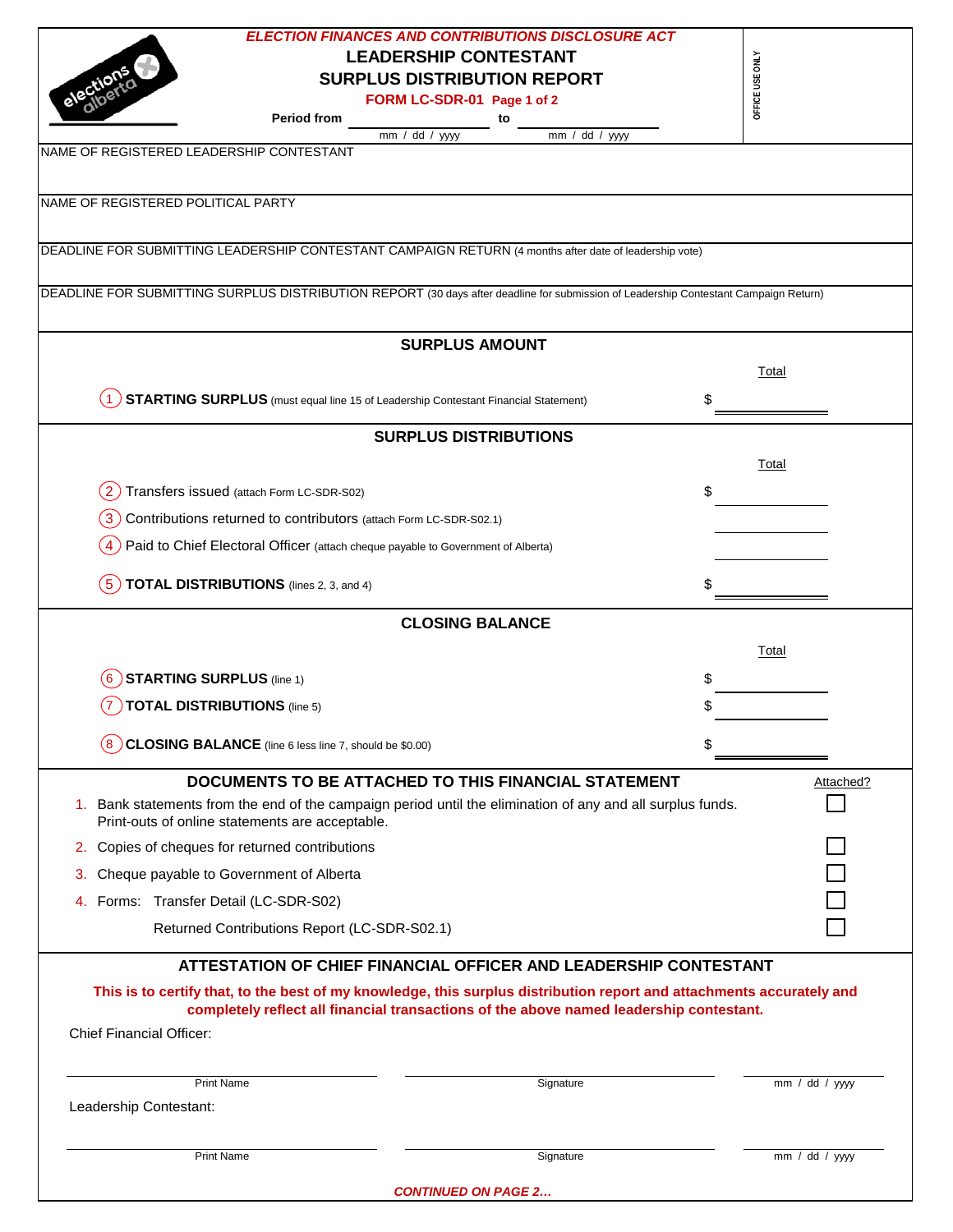*ELECTION FINANCES AND CONTRIBUTIONS DISCLOSURE ACT*

# LEADERSHIP CONTESTANT SURPLUS DISTRIBUTION REPORT

**FORM LC-SDR-01 Page 1 of 2**

OFFICE USE ONLY

**Period from** ____________ (mm / dd / yyyy) **to** ____________ (mm / dd / yyyy)

NAME OF REGISTERED LEADERSHIP CONTESTANT

NAME OF REGISTERED POLITICAL PARTY

DEADLINE FOR SUBMITTING LEADERSHIP CONTESTANT CAMPAIGN RETURN (4 months after date of leadership vote)

DEADLINE FOR SUBMITTING SURPLUS DISTRIBUTION REPORT (30 days after deadline for submission of Leadership Contestant Campaign Return)

## SURPLUS AMOUNT

| | | Total |
|---|---|---|
| 1 | **STARTING SURPLUS** (must equal line 15 of Leadership Contestant Financial Statement) | $ |

## SURPLUS DISTRIBUTIONS

| | | Total |
|---|---|---|
| 2 | Transfers issued (attach Form LC-SDR-S02) | $ |
| 3 | Contributions returned to contributors (attach Form LC-SDR-S02.1) | |
| 4 | Paid to Chief Electoral Officer (attach cheque payable to Government of Alberta) | |
| 5 | **TOTAL DISTRIBUTIONS** (lines 2, 3, and 4) | $ |

## CLOSING BALANCE

| | | Total |
|---|---|---|
| 6 | **STARTING SURPLUS** (line 1) | $ |
| 7 | **TOTAL DISTRIBUTIONS** (line 5) | $ |
| 8 | **CLOSING BALANCE** (line 6 less line 7, should be $0.00) | $ |

## DOCUMENTS TO BE ATTACHED TO THIS FINANCIAL STATEMENT

| Document | Attached? |
|---|---|
| 1. Bank statements from the end of the campaign period until the elimination of any and all surplus funds. Print-outs of online statements are acceptable. | ☐ |
| 2. Copies of cheques for returned contributions | ☐ |
| 3. Cheque payable to Government of Alberta | ☐ |
| 4. Forms: Transfer Detail (LC-SDR-S02) | ☐ |
| Returned Contributions Report (LC-SDR-S02.1) | ☐ |

## ATTESTATION OF CHIEF FINANCIAL OFFICER AND LEADERSHIP CONTESTANT

**This is to certify that, to the best of my knowledge, this surplus distribution report and attachments accurately and completely reflect all financial transactions of the above named leadership contestant.**

Chief Financial Officer:

| Print Name | Signature | mm / dd / yyyy |
|---|---|---|
| | | |

Leadership Contestant:

| Print Name | Signature | mm / dd / yyyy |
|---|---|---|
| | | |

***CONTINUED ON PAGE 2…***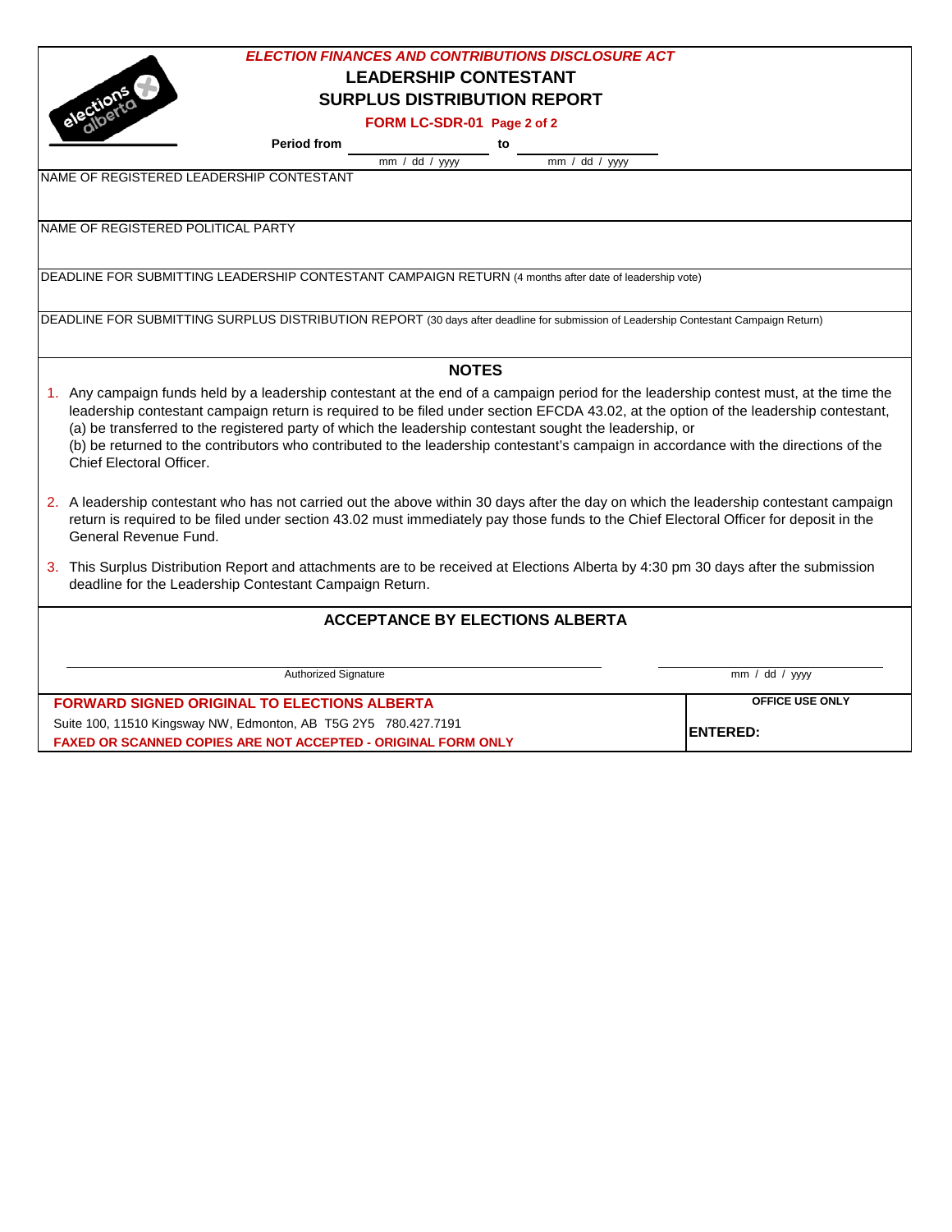*ELECTION FINANCES AND CONTRIBUTIONS DISCLOSURE ACT*

# LEADERSHIP CONTESTANT SURPLUS DISTRIBUTION REPORT

**FORM LC-SDR-01 Page 2 of 2**

**Period from** ____________ **to** ____________
mm / dd / yyyy mm / dd / yyyy

NAME OF REGISTERED LEADERSHIP CONTESTANT

NAME OF REGISTERED POLITICAL PARTY

DEADLINE FOR SUBMITTING LEADERSHIP CONTESTANT CAMPAIGN RETURN (4 months after date of leadership vote)

DEADLINE FOR SUBMITTING SURPLUS DISTRIBUTION REPORT (30 days after deadline for submission of Leadership Contestant Campaign Return)

## NOTES

1. Any campaign funds held by a leadership contestant at the end of a campaign period for the leadership contest must, at the time the leadership contestant campaign return is required to be filed under section EFCDA 43.02, at the option of the leadership contestant,
(a) be transferred to the registered party of which the leadership contestant sought the leadership, or
(b) be returned to the contributors who contributed to the leadership contestant's campaign in accordance with the directions of the Chief Electoral Officer.

2. A leadership contestant who has not carried out the above within 30 days after the day on which the leadership contestant campaign return is required to be filed under section 43.02 must immediately pay those funds to the Chief Electoral Officer for deposit in the General Revenue Fund.

3. This Surplus Distribution Report and attachments are to be received at Elections Alberta by 4:30 pm 30 days after the submission deadline for the Leadership Contestant Campaign Return.

## ACCEPTANCE BY ELECTIONS ALBERTA

______________________________ ______________
Authorized Signature mm / dd / yyyy

**FORWARD SIGNED ORIGINAL TO ELECTIONS ALBERTA**
Suite 100, 11510 Kingsway NW, Edmonton, AB T5G 2Y5 780.427.7191
**FAXED OR SCANNED COPIES ARE NOT ACCEPTED - ORIGINAL FORM ONLY**

**OFFICE USE ONLY**
**ENTERED:**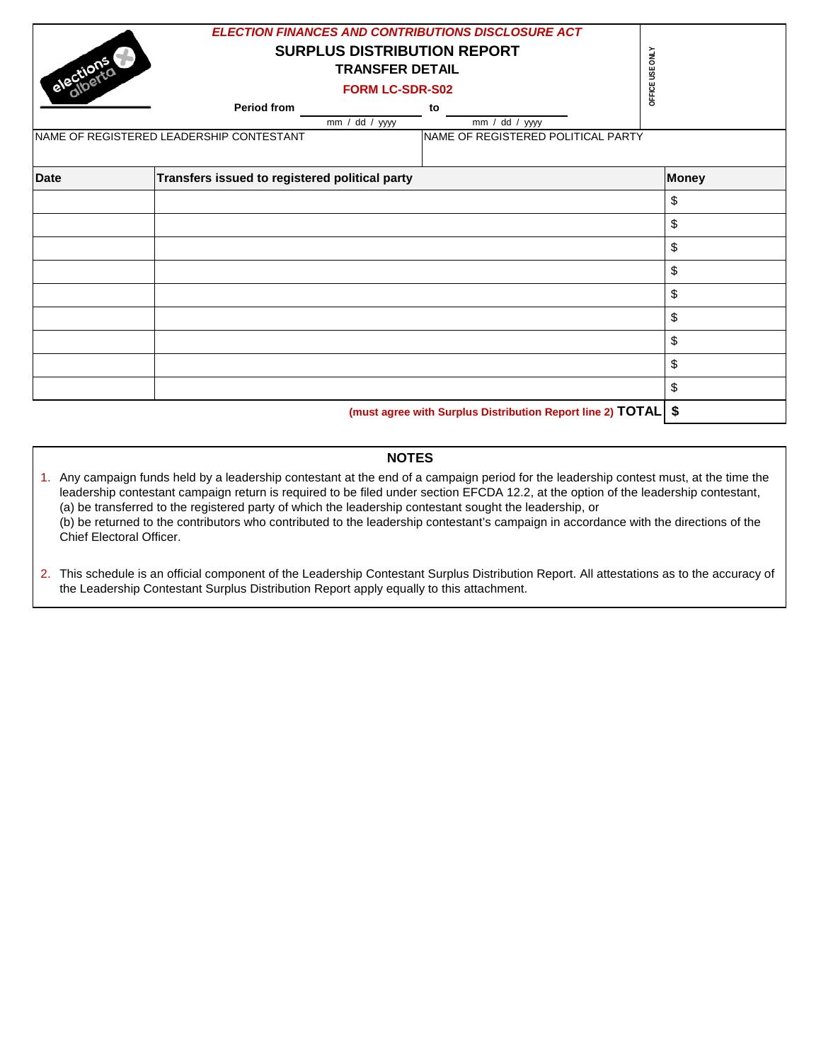*ELECTION FINANCES AND CONTRIBUTIONS DISCLOSURE ACT*

# SURPLUS DISTRIBUTION REPORT

## TRANSFER DETAIL

**FORM LC-SDR-S02**

OFFICE USE ONLY

**Period from** ____________ **to** ____________
mm / dd / yyyy mm / dd / yyyy

| NAME OF REGISTERED LEADERSHIP CONTESTANT | NAME OF REGISTERED POLITICAL PARTY |
|---|---|
| | |

| Date | Transfers issued to registered political party | Money |
|---|---|---|
| | | $ |
| | | $ |
| | | $ |
| | | $ |
| | | $ |
| | | $ |
| | | $ |
| | | $ |
| | | $ |
| | (must agree with Surplus Distribution Report line 2) **TOTAL** | **$** |

### NOTES

1. Any campaign funds held by a leadership contestant at the end of a campaign period for the leadership contest must, at the time the leadership contestant campaign return is required to be filed under section EFCDA 12.2, at the option of the leadership contestant,
(a) be transferred to the registered party of which the leadership contestant sought the leadership, or
(b) be returned to the contributors who contributed to the leadership contestant's campaign in accordance with the directions of the Chief Electoral Officer.

2. This schedule is an official component of the Leadership Contestant Surplus Distribution Report. All attestations as to the accuracy of the Leadership Contestant Surplus Distribution Report apply equally to this attachment.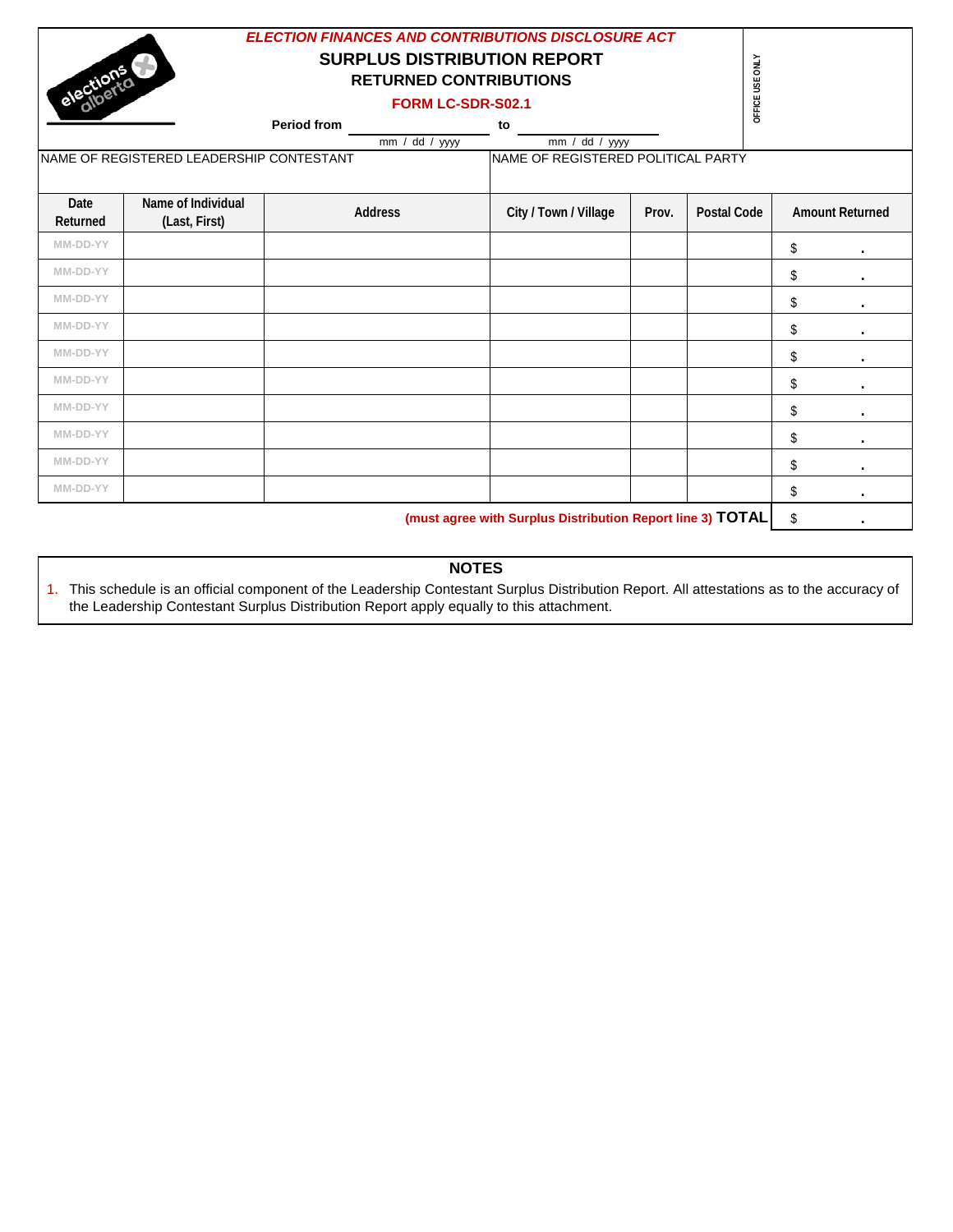*ELECTION FINANCES AND CONTRIBUTIONS DISCLOSURE ACT*

# SURPLUS DISTRIBUTION REPORT

## RETURNED CONTRIBUTIONS

**FORM LC-SDR-S02.1**

OFFICE USE ONLY

**Period from** ____________ **to** ____________
mm / dd / yyyy mm / dd / yyyy

| NAME OF REGISTERED LEADERSHIP CONTESTANT | NAME OF REGISTERED POLITICAL PARTY |
|---|---|
| | |

| Date Returned | Name of Individual (Last, First) | Address | City / Town / Village | Prov. | Postal Code | Amount Returned |
|---|---|---|---|---|---|---|
| MM-DD-YY | | | | | | $ . |
| MM-DD-YY | | | | | | $ . |
| MM-DD-YY | | | | | | $ . |
| MM-DD-YY | | | | | | $ . |
| MM-DD-YY | | | | | | $ . |
| MM-DD-YY | | | | | | $ . |
| MM-DD-YY | | | | | | $ . |
| MM-DD-YY | | | | | | $ . |
| MM-DD-YY | | | | | | $ . |
| MM-DD-YY | | | | | | $ . |
| | | | | | (must agree with Surplus Distribution Report line 3) **TOTAL** | $ . |

**NOTES**

1. This schedule is an official component of the Leadership Contestant Surplus Distribution Report. All attestations as to the accuracy of the Leadership Contestant Surplus Distribution Report apply equally to this attachment.